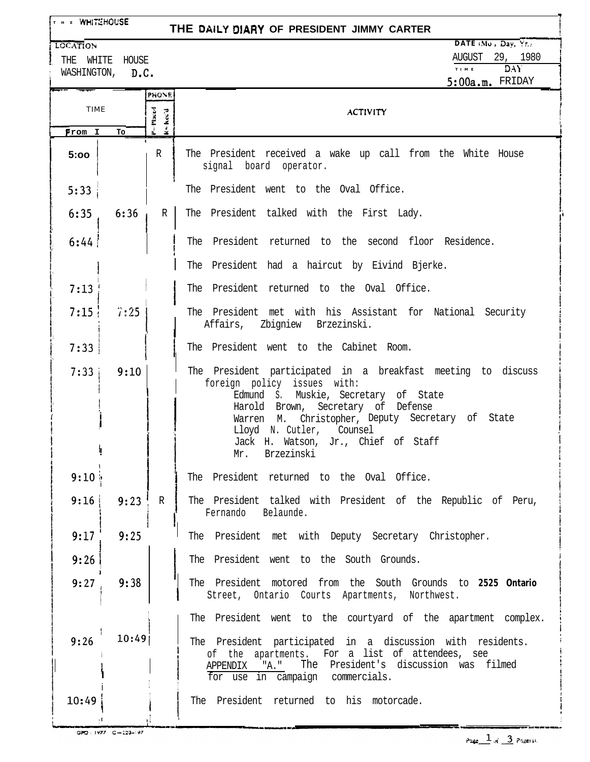# THE DAILY DIARY OF PRESIDENT JIMMY CARTER

THE WHITE HOUSE

**LOCATION**
THE WHITE HOUSE
WASHINGTON, D.C.

**DATE** (Mo., Day, Yr.)
AUGUST 29, 1980

**TIME** 5:00a.m. **DAY** FRIDAY

| From | To | Phone P=Placed R=Rec'd | Activity |
|---|---|---|---|
| 5:00 | | R | The President received a wake up call from the White House signal board operator. |
| 5:33 | | | The President went to the Oval Office. |
| 6:35 | 6:36 | R | The President talked with the First Lady. |
| 6:44 | | | The President returned to the second floor Residence. |
| | | | The President had a haircut by Eivind Bjerke. |
| 7:13 | | | The President returned to the Oval Office. |
| 7:15 | 7:25 | | The President met with his Assistant for National Security Affairs, Zbigniew Brzezinski. |
| 7:33 | | | The President went to the Cabinet Room. |
| 7:33 | 9:10 | | The President participated in a breakfast meeting to discuss foreign policy issues with: Edmund S. Muskie, Secretary of State; Harold Brown, Secretary of Defense; Warren M. Christopher, Deputy Secretary of State; Lloyd N. Cutler, Counsel; Jack H. Watson, Jr., Chief of Staff; Mr. Brzezinski |
| 9:10 | | | The President returned to the Oval Office. |
| 9:16 | 9:23 | R | The President talked with President of the Republic of Peru, Fernando Belaunde. |
| 9:17 | 9:25 | | The President met with Deputy Secretary Christopher. |
| 9:26 | | | The President went to the South Grounds. |
| 9:27 | 9:38 | | The President motored from the South Grounds to 2525 Ontario Street, Ontario Courts Apartments, Northwest. |
| | | | The President went to the courtyard of the apartment complex. |
| 9:26 | 10:49 | | The President participated in a discussion with residents. of the apartments. For a list of attendees, see APPENDIX "A." The President's discussion was filmed for use in campaign commercials. |
| 10:49 | | | The President returned to his motorcade. |

GPO : 1977 O—223-197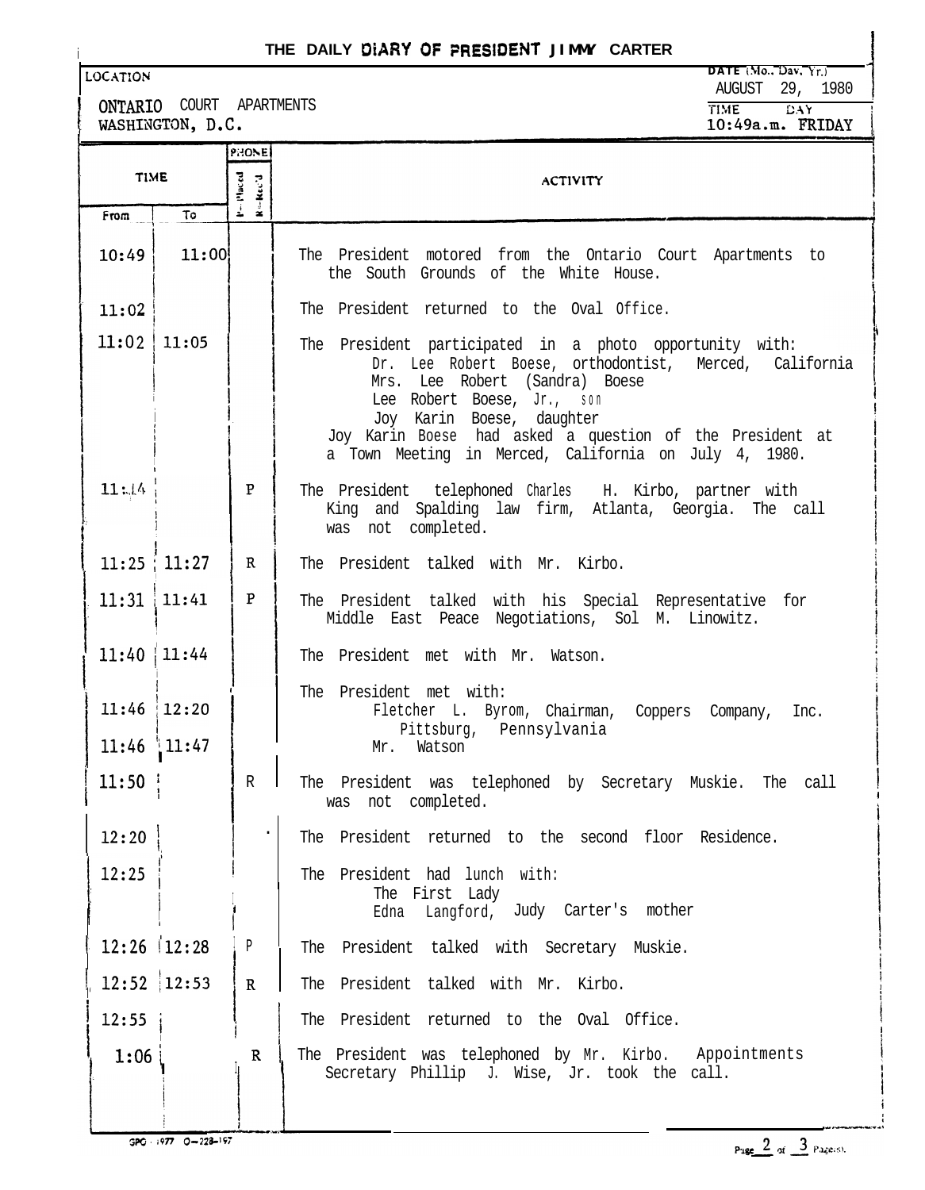# THE DAILY DIARY OF PRESIDENT JIMMY CARTER

| LOCATION | DATE (Mo., Day, Yr.) |
|---|---|
| ONTARIO COURT APARTMENTS<br>WASHINGTON, D.C. | AUGUST 29, 1980 |
| | TIME: 10:49a.m. DAY: FRIDAY |

| TIME From | TIME To | PHONE (P=Placed, R=Rec'd) | ACTIVITY |
|---|---|---|---|
| 10:49 | 11:00 | | The President motored from the Ontario Court Apartments to the South Grounds of the White House. |
| 11:02 | | | The President returned to the Oval Office. |
| 11:02 | 11:05 | | The President participated in a photo opportunity with:<br>Dr. Lee Robert Boese, orthodontist, Merced, California<br>Mrs. Lee Robert (Sandra) Boese<br>Lee Robert Boese, Jr., son<br>Joy Karin Boese, daughter<br>Joy Karin Boese had asked a question of the President at a Town Meeting in Merced, California on July 4, 1980. |
| 11:14 | | P | The President telephoned Charles H. Kirbo, partner with King and Spalding law firm, Atlanta, Georgia. The call was not completed. |
| 11:25 | 11:27 | R | The President talked with Mr. Kirbo. |
| 11:31 | 11:41 | P | The President talked with his Special Representative for Middle East Peace Negotiations, Sol M. Linowitz. |
| 11:40 | 11:44 | | The President met with Mr. Watson. |
| | | | The President met with: |
| 11:46 | 12:20 | | Fletcher L. Byrom, Chairman, Coppers Company, Inc. Pittsburg, Pennsylvania |
| 11:46 | 11:47 | | Mr. Watson |
| 11:50 | | R | The President was telephoned by Secretary Muskie. The call was not completed. |
| 12:20 | | | The President returned to the second floor Residence. |
| 12:25 | | | The President had lunch with:<br>The First Lady<br>Edna Langford, Judy Carter's mother |
| 12:26 | 12:28 | P | The President talked with Secretary Muskie. |
| 12:52 | 12:53 | R | The President talked with Mr. Kirbo. |
| 12:55 | | | The President returned to the Oval Office. |
| 1:06 | | R | The President was telephoned by Mr. Kirbo. Appointments Secretary Phillip J. Wise, Jr. took the call. |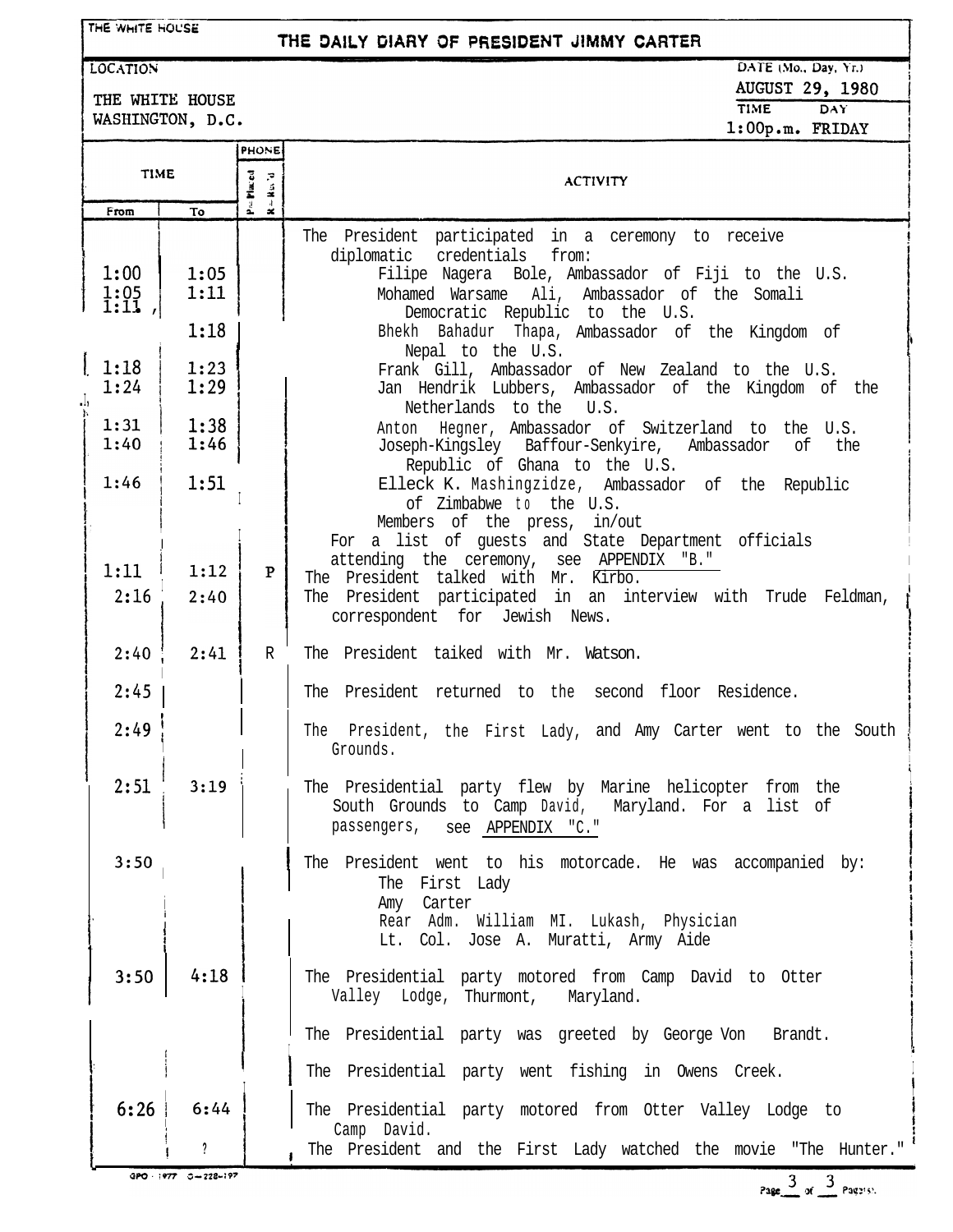THE WHITE HOUSE

# THE DAILY DIARY OF PRESIDENT JIMMY CARTER

LOCATION: THE WHITE HOUSE, WASHINGTON, D.C.

DATE (Mo., Day, Yr.): AUGUST 29, 1980

TIME: 1:00p.m. DAY: FRIDAY

| TIME From | TIME To | PHONE (P=Placed, R=Rec'd) | ACTIVITY |
|---|---|---|---|
| | | | The President participated in a ceremony to receive diplomatic credentials from: |
| 1:00 | 1:05 | | Filipe Nagera Bole, Ambassador of Fiji to the U.S. |
| 1:05 | 1:11 | | Mohamed Warsame Ali, Ambassador of the Somali Democratic Republic to the U.S. |
| 1:11 | 1:18 | | Bhekh Bahadur Thapa, Ambassador of the Kingdom of Nepal to the U.S. |
| 1:18 | 1:23 | | Frank Gill, Ambassador of New Zealand to the U.S. |
| 1:24 | 1:29 | | Jan Hendrik Lubbers, Ambassador of the Kingdom of the Netherlands to the U.S. |
| 1:31 | 1:38 | | Anton Hegner, Ambassador of Switzerland to the U.S. |
| 1:40 | 1:46 | | Joseph-Kingsley Baffour-Senkyire, Ambassador of the Republic of Ghana to the U.S. |
| 1:46 | 1:51 | | Elleck K. Mashingzidze, Ambassador of the Republic of Zimbabwe to the U.S. |
| | | | Members of the press, in/out |
| | | | For a list of guests and State Department officials attending the ceremony, see APPENDIX "B." |
| 1:11 | 1:12 | P | The President talked with Mr. Kirbo. |
| 2:16 | 2:40 | | The President participated in an interview with Trude Feldman, correspondent for Jewish News. |
| 2:40 | 2:41 | R | The President taiked with Mr. Watson. |
| 2:45 | | | The President returned to the second floor Residence. |
| 2:49 | | | The President, the First Lady, and Amy Carter went to the South Grounds. |
| 2:51 | 3:19 | | The Presidential party flew by Marine helicopter from the South Grounds to Camp David, Maryland. For a list of passengers, see APPENDIX "C." |
| 3:50 | | | The President went to his motorcade. He was accompanied by: The First Lady; Amy Carter; Rear Adm. William MI. Lukash, Physician; Lt. Col. Jose A. Muratti, Army Aide |
| 3:50 | 4:18 | | The Presidential party motored from Camp David to Otter Valley Lodge, Thurmont, Maryland. |
| | | | The Presidential party was greeted by George Von Brandt. |
| | | | The Presidential party went fishing in Owens Creek. |
| 6:26 | 6:44 | | The Presidential party motored from Otter Valley Lodge to Camp David. |
| | ? | | The President and the First Lady watched the movie "The Hunter." |